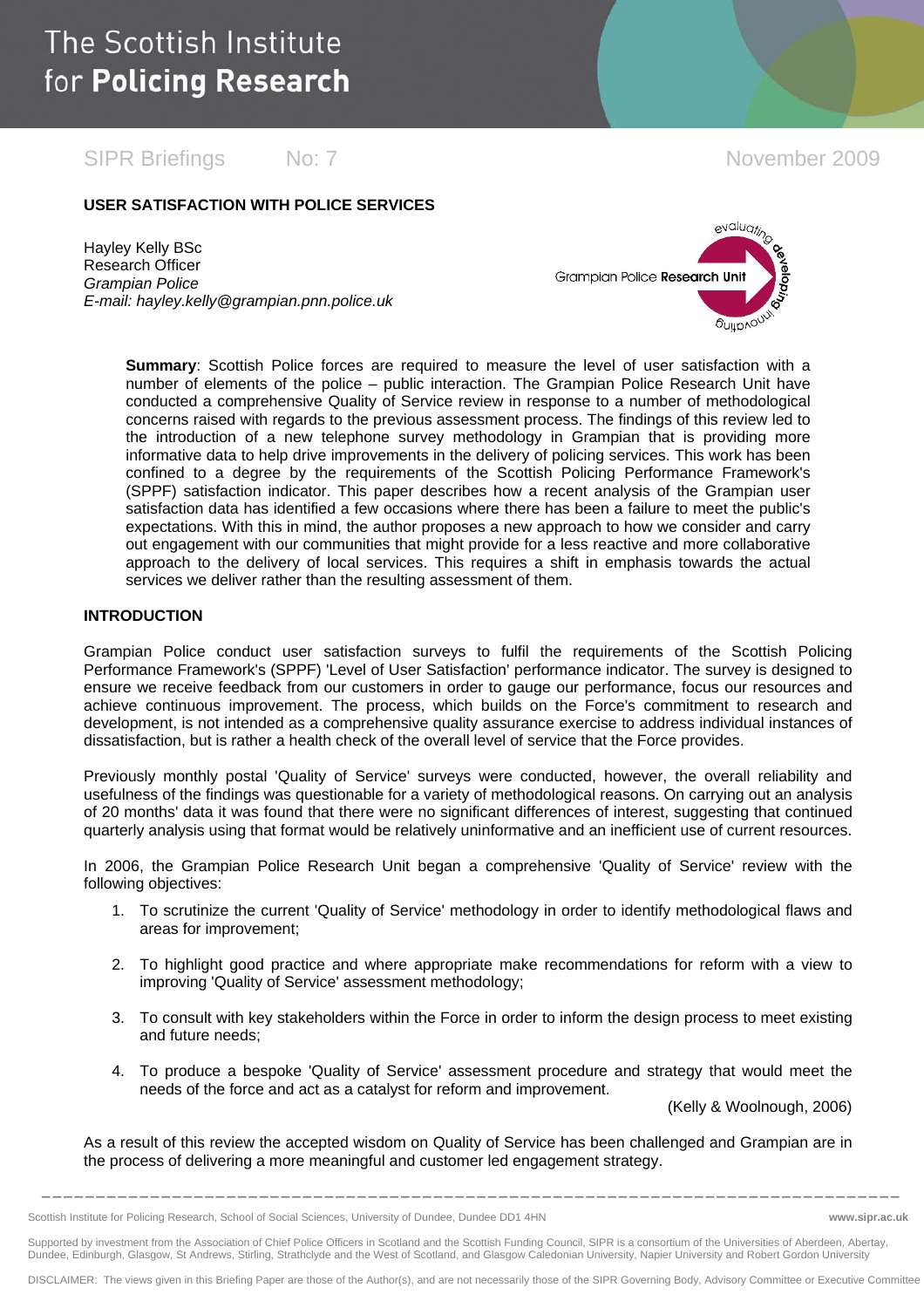# The Scottish Institute for Policing Research

SIPR Briefings No: 7 November 2009

## USER SATISFACTION WITH POLICE SERVICES

Hayley Kelly BSc
Research Officer
*Grampian Police*
*E-mail: hayley.kelly@grampian.pnn.police.uk*

**Summary**: Scottish Police forces are required to measure the level of user satisfaction with a number of elements of the police – public interaction. The Grampian Police Research Unit have conducted a comprehensive Quality of Service review in response to a number of methodological concerns raised with regards to the previous assessment process. The findings of this review led to the introduction of a new telephone survey methodology in Grampian that is providing more informative data to help drive improvements in the delivery of policing services. This work has been confined to a degree by the requirements of the Scottish Policing Performance Framework's (SPPF) satisfaction indicator. This paper describes how a recent analysis of the Grampian user satisfaction data has identified a few occasions where there has been a failure to meet the public's expectations. With this in mind, the author proposes a new approach to how we consider and carry out engagement with our communities that might provide for a less reactive and more collaborative approach to the delivery of local services. This requires a shift in emphasis towards the actual services we deliver rather than the resulting assessment of them.

## INTRODUCTION

Grampian Police conduct user satisfaction surveys to fulfil the requirements of the Scottish Policing Performance Framework's (SPPF) 'Level of User Satisfaction' performance indicator. The survey is designed to ensure we receive feedback from our customers in order to gauge our performance, focus our resources and achieve continuous improvement. The process, which builds on the Force's commitment to research and development, is not intended as a comprehensive quality assurance exercise to address individual instances of dissatisfaction, but is rather a health check of the overall level of service that the Force provides.

Previously monthly postal 'Quality of Service' surveys were conducted, however, the overall reliability and usefulness of the findings was questionable for a variety of methodological reasons. On carrying out an analysis of 20 months' data it was found that there were no significant differences of interest, suggesting that continued quarterly analysis using that format would be relatively uninformative and an inefficient use of current resources.

In 2006, the Grampian Police Research Unit began a comprehensive 'Quality of Service' review with the following objectives:

1. To scrutinize the current 'Quality of Service' methodology in order to identify methodological flaws and areas for improvement;
2. To highlight good practice and where appropriate make recommendations for reform with a view to improving 'Quality of Service' assessment methodology;
3. To consult with key stakeholders within the Force in order to inform the design process to meet existing and future needs;
4. To produce a bespoke 'Quality of Service' assessment procedure and strategy that would meet the needs of the force and act as a catalyst for reform and improvement.

(Kelly & Woolnough, 2006)

As a result of this review the accepted wisdom on Quality of Service has been challenged and Grampian are in the process of delivering a more meaningful and customer led engagement strategy.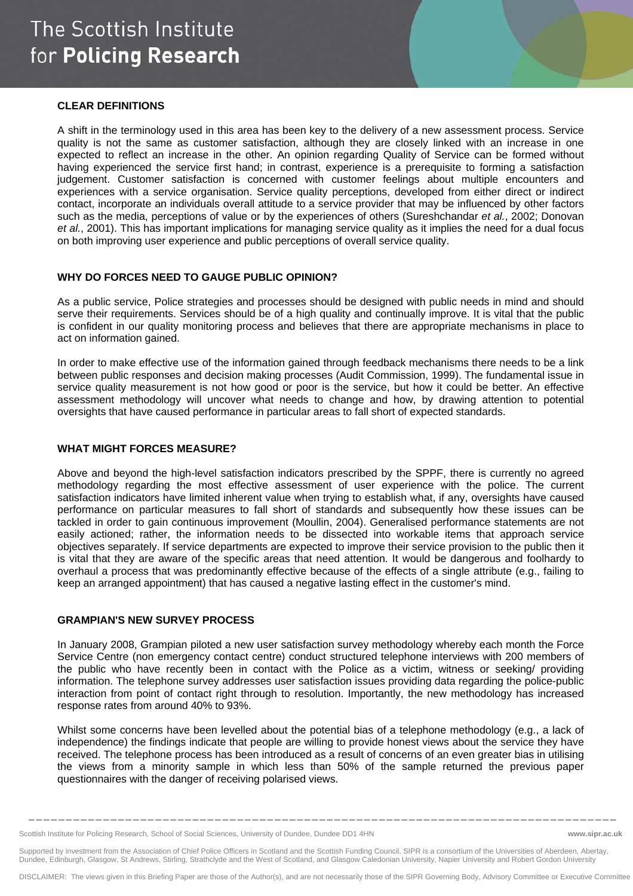## CLEAR DEFINITIONS

A shift in the terminology used in this area has been key to the delivery of a new assessment process. Service quality is not the same as customer satisfaction, although they are closely linked with an increase in one expected to reflect an increase in the other. An opinion regarding Quality of Service can be formed without having experienced the service first hand; in contrast, experience is a prerequisite to forming a satisfaction judgement. Customer satisfaction is concerned with customer feelings about multiple encounters and experiences with a service organisation. Service quality perceptions, developed from either direct or indirect contact, incorporate an individuals overall attitude to a service provider that may be influenced by other factors such as the media, perceptions of value or by the experiences of others (Sureshchandar *et al.*, 2002; Donovan *et al.*, 2001). This has important implications for managing service quality as it implies the need for a dual focus on both improving user experience and public perceptions of overall service quality.

## WHY DO FORCES NEED TO GAUGE PUBLIC OPINION?

As a public service, Police strategies and processes should be designed with public needs in mind and should serve their requirements. Services should be of a high quality and continually improve. It is vital that the public is confident in our quality monitoring process and believes that there are appropriate mechanisms in place to act on information gained.

In order to make effective use of the information gained through feedback mechanisms there needs to be a link between public responses and decision making processes (Audit Commission, 1999). The fundamental issue in service quality measurement is not how good or poor is the service, but how it could be better. An effective assessment methodology will uncover what needs to change and how, by drawing attention to potential oversights that have caused performance in particular areas to fall short of expected standards.

## WHAT MIGHT FORCES MEASURE?

Above and beyond the high-level satisfaction indicators prescribed by the SPPF, there is currently no agreed methodology regarding the most effective assessment of user experience with the police. The current satisfaction indicators have limited inherent value when trying to establish what, if any, oversights have caused performance on particular measures to fall short of standards and subsequently how these issues can be tackled in order to gain continuous improvement (Moullin, 2004). Generalised performance statements are not easily actioned; rather, the information needs to be dissected into workable items that approach service objectives separately. If service departments are expected to improve their service provision to the public then it is vital that they are aware of the specific areas that need attention. It would be dangerous and foolhardy to overhaul a process that was predominantly effective because of the effects of a single attribute (e.g., failing to keep an arranged appointment) that has caused a negative lasting effect in the customer's mind.

## GRAMPIAN'S NEW SURVEY PROCESS

In January 2008, Grampian piloted a new user satisfaction survey methodology whereby each month the Force Service Centre (non emergency contact centre) conduct structured telephone interviews with 200 members of the public who have recently been in contact with the Police as a victim, witness or seeking/ providing information. The telephone survey addresses user satisfaction issues providing data regarding the police-public interaction from point of contact right through to resolution. Importantly, the new methodology has increased response rates from around 40% to 93%.

Whilst some concerns have been levelled about the potential bias of a telephone methodology (e.g., a lack of independence) the findings indicate that people are willing to provide honest views about the service they have received. The telephone process has been introduced as a result of concerns of an even greater bias in utilising the views from a minority sample in which less than 50% of the sample returned the previous paper questionnaires with the danger of receiving polarised views.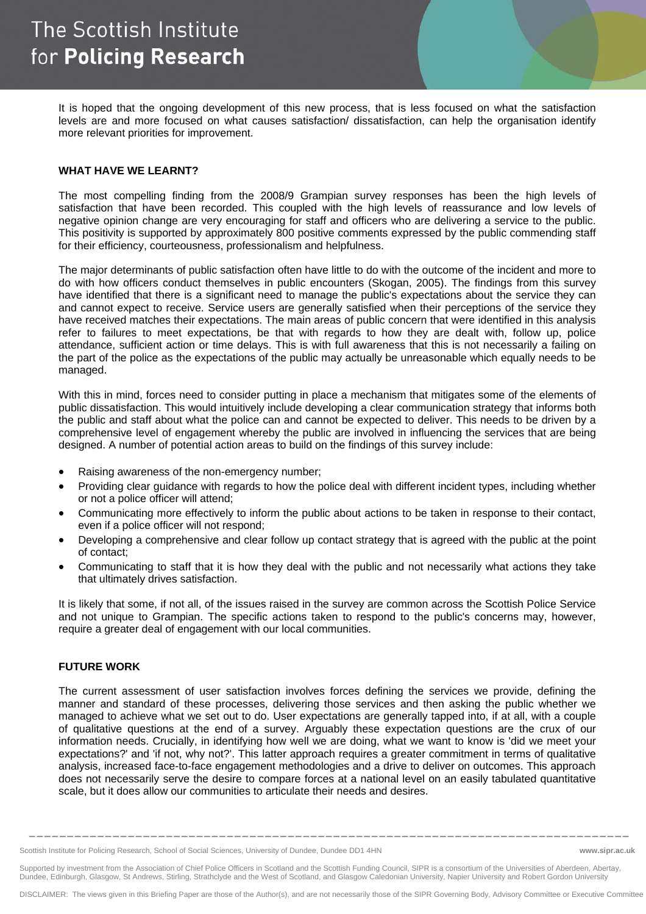It is hoped that the ongoing development of this new process, that is less focused on what the satisfaction levels are and more focused on what causes satisfaction/ dissatisfaction, can help the organisation identify more relevant priorities for improvement.

## WHAT HAVE WE LEARNT?

The most compelling finding from the 2008/9 Grampian survey responses has been the high levels of satisfaction that have been recorded. This coupled with the high levels of reassurance and low levels of negative opinion change are very encouraging for staff and officers who are delivering a service to the public. This positivity is supported by approximately 800 positive comments expressed by the public commending staff for their efficiency, courteousness, professionalism and helpfulness.

The major determinants of public satisfaction often have little to do with the outcome of the incident and more to do with how officers conduct themselves in public encounters (Skogan, 2005). The findings from this survey have identified that there is a significant need to manage the public's expectations about the service they can and cannot expect to receive. Service users are generally satisfied when their perceptions of the service they have received matches their expectations. The main areas of public concern that were identified in this analysis refer to failures to meet expectations, be that with regards to how they are dealt with, follow up, police attendance, sufficient action or time delays. This is with full awareness that this is not necessarily a failing on the part of the police as the expectations of the public may actually be unreasonable which equally needs to be managed.

With this in mind, forces need to consider putting in place a mechanism that mitigates some of the elements of public dissatisfaction. This would intuitively include developing a clear communication strategy that informs both the public and staff about what the police can and cannot be expected to deliver. This needs to be driven by a comprehensive level of engagement whereby the public are involved in influencing the services that are being designed. A number of potential action areas to build on the findings of this survey include:

- Raising awareness of the non-emergency number;
- Providing clear guidance with regards to how the police deal with different incident types, including whether or not a police officer will attend;
- Communicating more effectively to inform the public about actions to be taken in response to their contact, even if a police officer will not respond;
- Developing a comprehensive and clear follow up contact strategy that is agreed with the public at the point of contact;
- Communicating to staff that it is how they deal with the public and not necessarily what actions they take that ultimately drives satisfaction.

It is likely that some, if not all, of the issues raised in the survey are common across the Scottish Police Service and not unique to Grampian. The specific actions taken to respond to the public's concerns may, however, require a greater deal of engagement with our local communities.

## FUTURE WORK

The current assessment of user satisfaction involves forces defining the services we provide, defining the manner and standard of these processes, delivering those services and then asking the public whether we managed to achieve what we set out to do. User expectations are generally tapped into, if at all, with a couple of qualitative questions at the end of a survey. Arguably these expectation questions are the crux of our information needs. Crucially, in identifying how well we are doing, what we want to know is 'did we meet your expectations?' and 'if not, why not?'. This latter approach requires a greater commitment in terms of qualitative analysis, increased face-to-face engagement methodologies and a drive to deliver on outcomes. This approach does not necessarily serve the desire to compare forces at a national level on an easily tabulated quantitative scale, but it does allow our communities to articulate their needs and desires.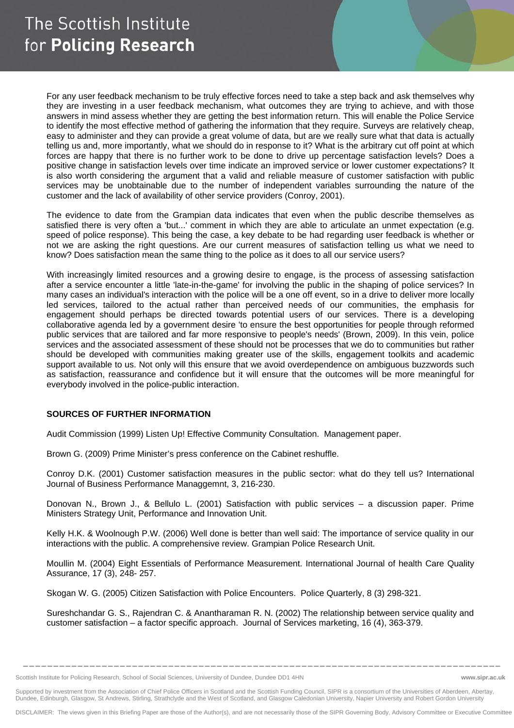For any user feedback mechanism to be truly effective forces need to take a step back and ask themselves why they are investing in a user feedback mechanism, what outcomes they are trying to achieve, and with those answers in mind assess whether they are getting the best information return. This will enable the Police Service to identify the most effective method of gathering the information that they require. Surveys are relatively cheap, easy to administer and they can provide a great volume of data, but are we really sure what that data is actually telling us and, more importantly, what we should do in response to it? What is the arbitrary cut off point at which forces are happy that there is no further work to be done to drive up percentage satisfaction levels? Does a positive change in satisfaction levels over time indicate an improved service or lower customer expectations? It is also worth considering the argument that a valid and reliable measure of customer satisfaction with public services may be unobtainable due to the number of independent variables surrounding the nature of the customer and the lack of availability of other service providers (Conroy, 2001).

The evidence to date from the Grampian data indicates that even when the public describe themselves as satisfied there is very often a 'but...' comment in which they are able to articulate an unmet expectation (e.g. speed of police response). This being the case, a key debate to be had regarding user feedback is whether or not we are asking the right questions. Are our current measures of satisfaction telling us what we need to know? Does satisfaction mean the same thing to the police as it does to all our service users?

With increasingly limited resources and a growing desire to engage, is the process of assessing satisfaction after a service encounter a little 'late-in-the-game' for involving the public in the shaping of police services? In many cases an individual's interaction with the police will be a one off event, so in a drive to deliver more locally led services, tailored to the actual rather than perceived needs of our communities, the emphasis for engagement should perhaps be directed towards potential users of our services. There is a developing collaborative agenda led by a government desire 'to ensure the best opportunities for people through reformed public services that are tailored and far more responsive to people's needs' (Brown, 2009). In this vein, police services and the associated assessment of these should not be processes that we do to communities but rather should be developed with communities making greater use of the skills, engagement toolkits and academic support available to us. Not only will this ensure that we avoid overdependence on ambiguous buzzwords such as satisfaction, reassurance and confidence but it will ensure that the outcomes will be more meaningful for everybody involved in the police-public interaction.

## SOURCES OF FURTHER INFORMATION

Audit Commission (1999) Listen Up! Effective Community Consultation. Management paper.

Brown G. (2009) Prime Minister's press conference on the Cabinet reshuffle.

Conroy D.K. (2001) Customer satisfaction measures in the public sector: what do they tell us? International Journal of Business Performance Managgemnt, 3, 216-230.

Donovan N., Brown J., & Bellulo L. (2001) Satisfaction with public services – a discussion paper. Prime Ministers Strategy Unit, Performance and Innovation Unit.

Kelly H.K. & Woolnough P.W. (2006) Well done is better than well said: The importance of service quality in our interactions with the public. A comprehensive review. Grampian Police Research Unit.

Moullin M. (2004) Eight Essentials of Performance Measurement. International Journal of health Care Quality Assurance, 17 (3), 248- 257.

Skogan W. G. (2005) Citizen Satisfaction with Police Encounters. Police Quarterly, 8 (3) 298-321.

Sureshchandar G. S., Rajendran C. & Anantharaman R. N. (2002) The relationship between service quality and customer satisfaction – a factor specific approach. Journal of Services marketing, 16 (4), 363-379.